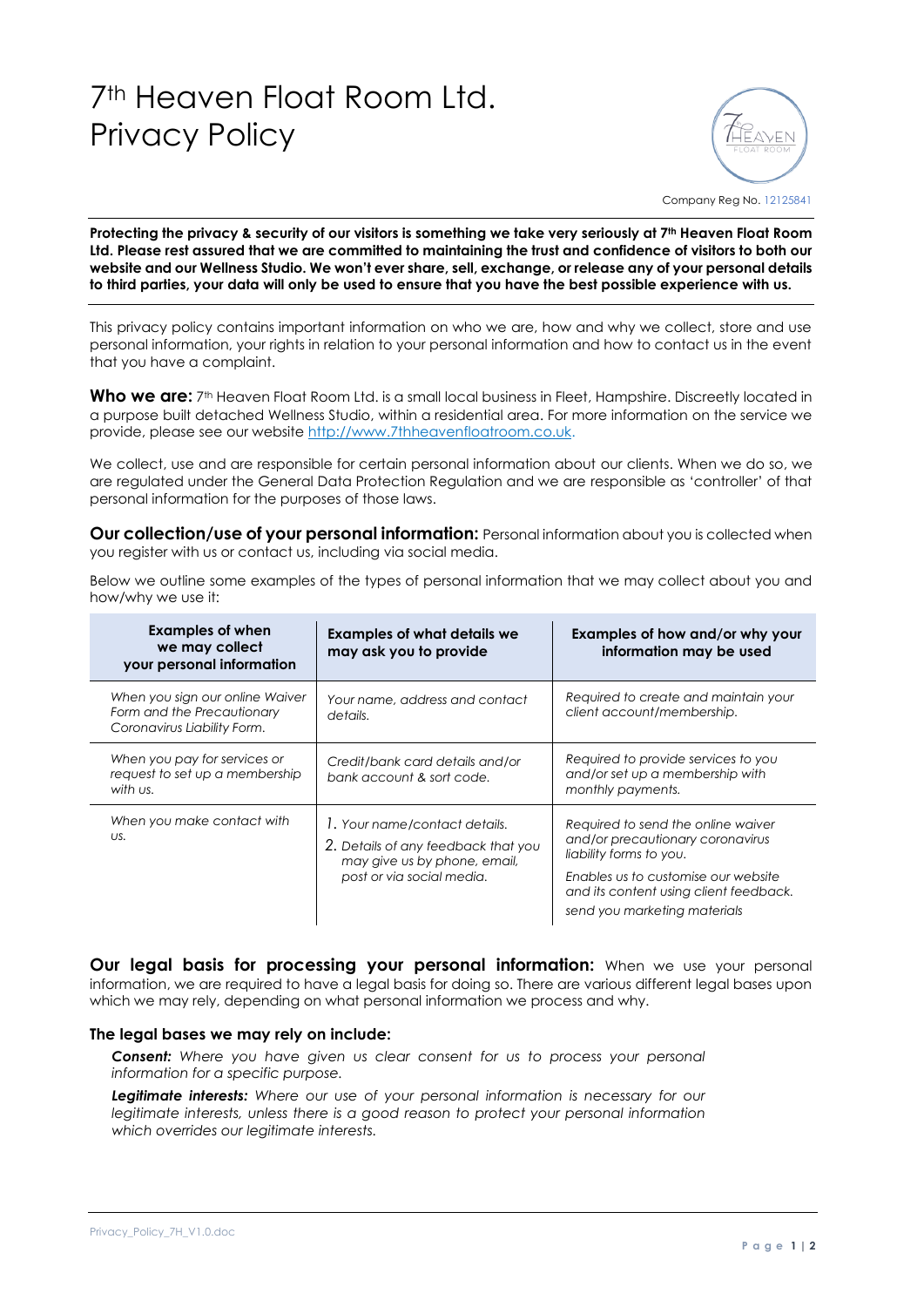# 7th Heaven Float Room Ltd. Privacy Policy

Company Reg No. 12125841

**Protecting the privacy & security of our visitors is something we take very seriously at 7th Heaven Float Room Ltd. Please rest assured that we are committed to maintaining the trust and confidence of visitors to both our website and our Wellness Studio. We won't ever share, sell, exchange, or release any of your personal details to third parties, your data will only be used to ensure that you have the best possible experience with us.**

This privacy policy contains important information on who we are, how and why we collect, store and use personal information, your rights in relation to your personal information and how to contact us in the event that you have a complaint.

**Who we are:** 7th Heaven Float Room Ltd. is a small local business in Fleet, Hampshire. Discreetly located in a purpose built detached Wellness Studio, within a residential area. For more information on the service we provide, please see our website http://www.7thheavenfloatroom.co.uk.

We collect, use and are responsible for certain personal information about our clients. When we do so, we are regulated under the General Data Protection Regulation and we are responsible as 'controller' of that personal information for the purposes of those laws.

**Our collection/use of your personal information:** Personal information about you is collected when you register with us or contact us, including via social media.

Below we outline some examples of the types of personal information that we may collect about you and how/why we use it:

| Examples of when we may collect your personal information | Examples of what details we may ask you to provide | Examples of how and/or why your information may be used |
|---|---|---|
| *When you sign our online Waiver Form and the Precautionary Coronavirus Liability Form.* | *Your name, address and contact details.* | *Required to create and maintain your client account/membership.* |
| *When you pay for services or request to set up a membership with us.* | *Credit/bank card details and/or bank account & sort code.* | *Required to provide services to you and/or set up a membership with monthly payments.* |
| *When you make contact with us.* | 1. *Your name/contact details.* 2. *Details of any feedback that you may give us by phone, email, post or via social media.* | *Required to send the online waiver and/or precautionary coronavirus liability forms to you.* *Enables us to customise our website and its content using client feedback.* *send you marketing materials* |

**Our legal basis for processing your personal information:** When we use your personal information, we are required to have a legal basis for doing so. There are various different legal bases upon which we may rely, depending on what personal information we process and why.

### The legal bases we may rely on include:

***Consent:*** *Where you have given us clear consent for us to process your personal information for a specific purpose.*

***Legitimate interests:*** *Where our use of your personal information is necessary for our legitimate interests, unless there is a good reason to protect your personal information which overrides our legitimate interests.*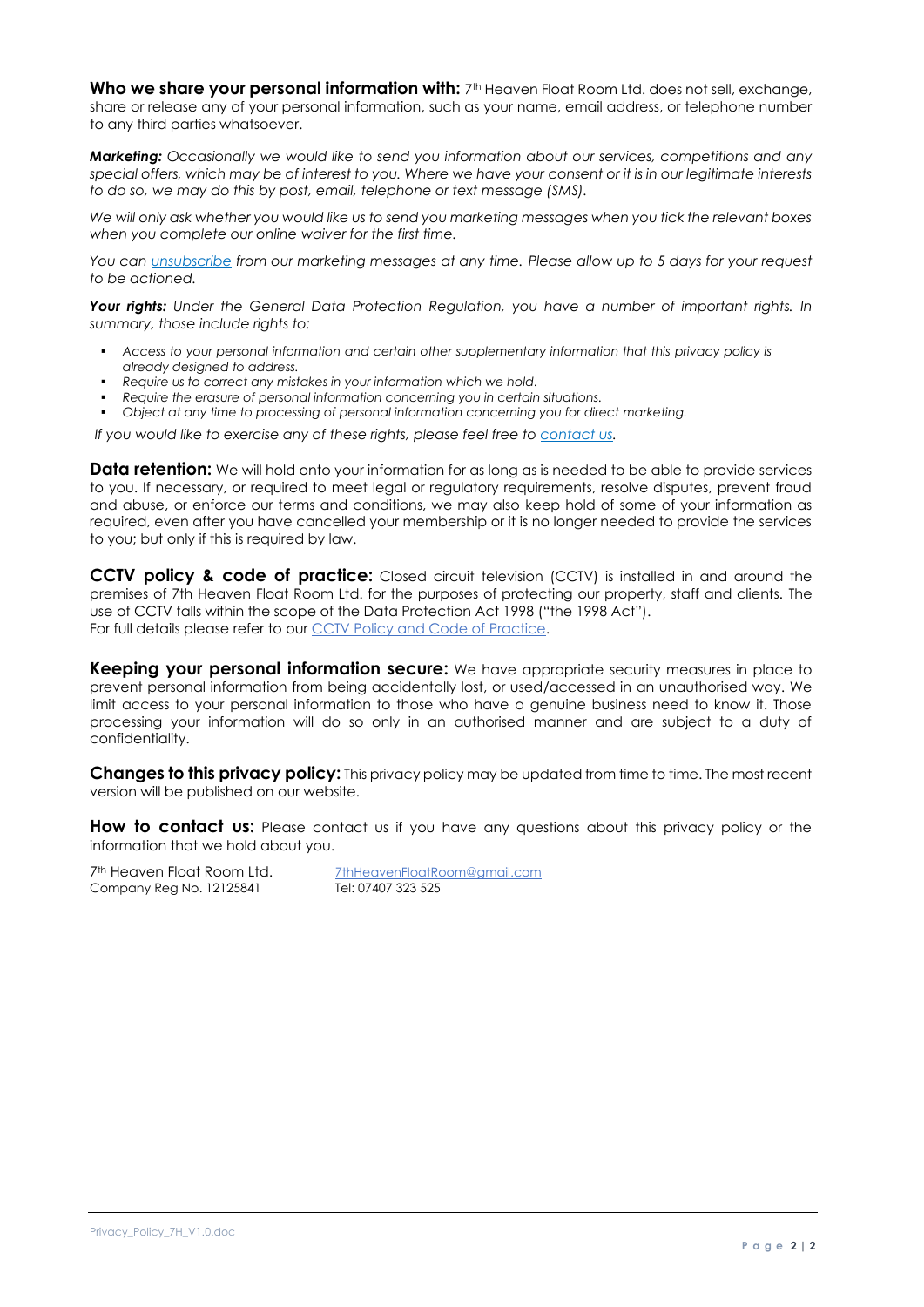**Who we share your personal information with:** 7th Heaven Float Room Ltd. does not sell, exchange, share or release any of your personal information, such as your name, email address, or telephone number to any third parties whatsoever.

***Marketing:*** *Occasionally we would like to send you information about our services, competitions and any special offers, which may be of interest to you. Where we have your consent or it is in our legitimate interests to do so, we may do this by post, email, telephone or text message (SMS).*

*We will only ask whether you would like us to send you marketing messages when you tick the relevant boxes when you complete our online waiver for the first time.*

*You can unsubscribe from our marketing messages at any time. Please allow up to 5 days for your request to be actioned.*

***Your rights:*** *Under the General Data Protection Regulation, you have a number of important rights. In summary, those include rights to:*

- *Access to your personal information and certain other supplementary information that this privacy policy is already designed to address.*
- *Require us to correct any mistakes in your information which we hold.*
- *Require the erasure of personal information concerning you in certain situations.*
- *Object at any time to processing of personal information concerning you for direct marketing.*

*If you would like to exercise any of these rights, please feel free to contact us.*

**Data retention:** We will hold onto your information for as long as is needed to be able to provide services to you. If necessary, or required to meet legal or regulatory requirements, resolve disputes, prevent fraud and abuse, or enforce our terms and conditions, we may also keep hold of some of your information as required, even after you have cancelled your membership or it is no longer needed to provide the services to you; but only if this is required by law.

**CCTV policy & code of practice:** Closed circuit television (CCTV) is installed in and around the premises of 7th Heaven Float Room Ltd. for the purposes of protecting our property, staff and clients. The use of CCTV falls within the scope of the Data Protection Act 1998 ("the 1998 Act").
For full details please refer to our CCTV Policy and Code of Practice.

**Keeping your personal information secure:** We have appropriate security measures in place to prevent personal information from being accidentally lost, or used/accessed in an unauthorised way. We limit access to your personal information to those who have a genuine business need to know it. Those processing your information will do so only in an authorised manner and are subject to a duty of confidentiality.

**Changes to this privacy policy:** This privacy policy may be updated from time to time. The most recent version will be published on our website.

**How to contact us:** Please contact us if you have any questions about this privacy policy or the information that we hold about you.

7th Heaven Float Room Ltd. — 7thHeavenFloatRoom@gmail.com
Company Reg No. 12125841 — Tel: 07407 323 525